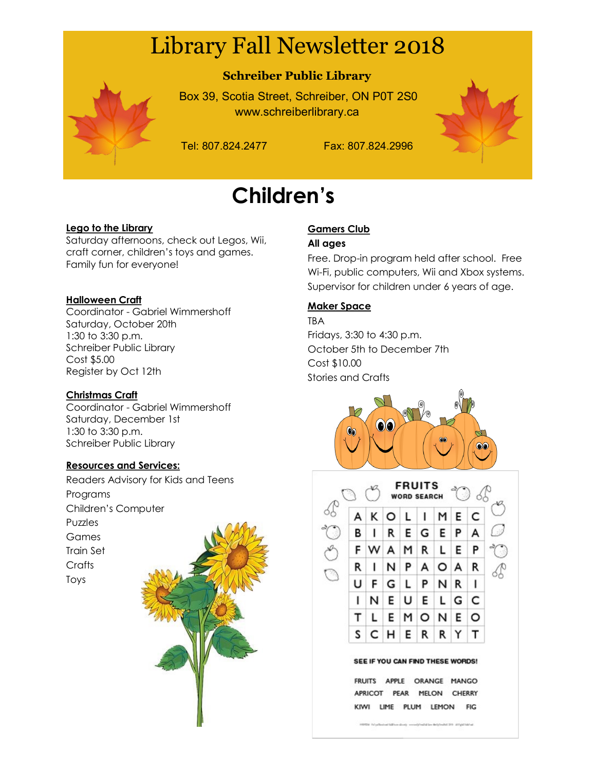# Library Fall Newsletter 2018

**Schreiber Public Library**

Box 39, Scotia Street, Schreiber, ON P0T 2S0
www.schreiberlibrary.ca

Tel: 807.824.2477 Fax: 807.824.2996

## Children's

### Lego to the Library

Saturday afternoons, check out Legos, Wii, craft corner, children's toys and games. Family fun for everyone!

### Halloween Craft

Coordinator - Gabriel Wimmershoff
Saturday, October 20th
1:30 to 3:30 p.m.
Schreiber Public Library
Cost $5.00
Register by Oct 12th

### Christmas Craft

Coordinator - Gabriel Wimmershoff
Saturday, December 1st
1:30 to 3:30 p.m.
Schreiber Public Library

### Resources and Services:

Readers Advisory for Kids and Teens
Programs
Children's Computer
Puzzles
Games
Train Set
Crafts
Toys

### Gamers Club

**All ages**

Free. Drop-in program held after school. Free Wi-Fi, public computers, Wii and Xbox systems. Supervisor for children under 6 years of age.

### Maker Space

TBA
Fridays, 3:30 to 4:30 p.m.
October 5th to December 7th
Cost $10.00
Stories and Crafts

**FRUITS**
**WORD SEARCH**

| | | | | | | | |
|---|---|---|---|---|---|---|---|
| A | K | O | L | I | M | E | C |
| B | I | R | E | G | E | P | A |
| F | W | A | M | R | L | E | P |
| R | I | N | P | A | O | A | R |
| U | F | G | L | P | N | R | I |
| I | N | E | U | E | L | G | C |
| T | L | E | M | O | N | E | O |
| S | C | H | E | R | R | Y | T |

**SEE IF YOU CAN FIND THESE WORDS!**

FRUITS APPLE ORANGE MANGO
APRICOT PEAR MELON CHERRY
KIWI LIME PLUM LEMON FIG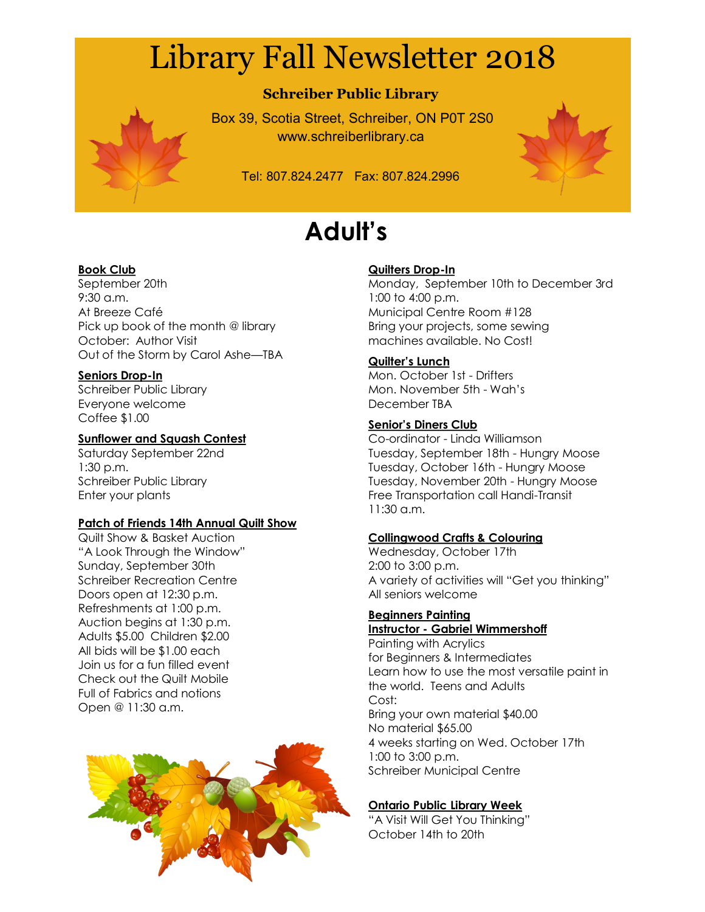# Library Fall Newsletter 2018

**Schreiber Public Library**

Box 39, Scotia Street, Schreiber, ON P0T 2S0
www.schreiberlibrary.ca

Tel: 807.824.2477 Fax: 807.824.2996

## Adult's

**Book Club**
September 20th
9:30 a.m.
At Breeze Café
Pick up book of the month @ library
October: Author Visit
Out of the Storm by Carol Ashe—TBA

**Seniors Drop-In**
Schreiber Public Library
Everyone welcome
Coffee $1.00

**Sunflower and Squash Contest**
Saturday September 22nd
1:30 p.m.
Schreiber Public Library
Enter your plants

**Patch of Friends 14th Annual Quilt Show**
Quilt Show & Basket Auction
"A Look Through the Window"
Sunday, September 30th
Schreiber Recreation Centre
Doors open at 12:30 p.m.
Refreshments at 1:00 p.m.
Auction begins at 1:30 p.m.
Adults $5.00 Children $2.00
All bids will be $1.00 each
Join us for a fun filled event
Check out the Quilt Mobile
Full of Fabrics and notions
Open @ 11:30 a.m.

**Quilters Drop-In**
Monday, September 10th to December 3rd
1:00 to 4:00 p.m.
Municipal Centre Room #128
Bring your projects, some sewing machines available. No Cost!

**Quilter's Lunch**
Mon. October 1st - Drifters
Mon. November 5th - Wah's
December TBA

**Senior's Diners Club**
Co-ordinator - Linda Williamson
Tuesday, September 18th - Hungry Moose
Tuesday, October 16th - Hungry Moose
Tuesday, November 20th - Hungry Moose
Free Transportation call Handi-Transit
11:30 a.m.

**Collingwood Crafts & Colouring**
Wednesday, October 17th
2:00 to 3:00 p.m.
A variety of activities will "Get you thinking"
All seniors welcome

**Beginners Painting**
**Instructor - Gabriel Wimmershoff**
Painting with Acrylics
for Beginners & Intermediates
Learn how to use the most versatile paint in the world. Teens and Adults
Cost:
Bring your own material $40.00
No material $65.00
4 weeks starting on Wed. October 17th
1:00 to 3:00 p.m.
Schreiber Municipal Centre

**Ontario Public Library Week**
"A Visit Will Get You Thinking"
October 14th to 20th